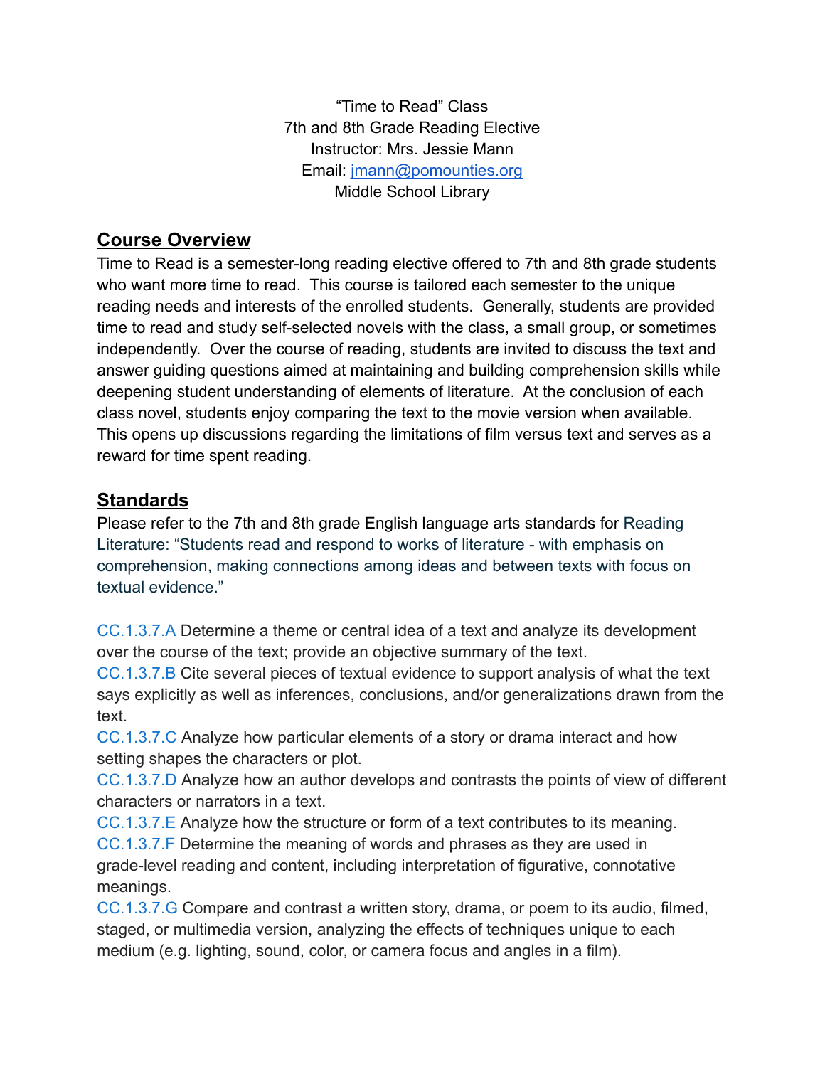"Time to Read" Class
7th and 8th Grade Reading Elective
Instructor: Mrs. Jessie Mann
Email: [jmann@pomounties.org](mailto:jmann@pomounties.org)
Middle School Library

## Course Overview

Time to Read is a semester-long reading elective offered to 7th and 8th grade students who want more time to read. This course is tailored each semester to the unique reading needs and interests of the enrolled students. Generally, students are provided time to read and study self-selected novels with the class, a small group, or sometimes independently. Over the course of reading, students are invited to discuss the text and answer guiding questions aimed at maintaining and building comprehension skills while deepening student understanding of elements of literature. At the conclusion of each class novel, students enjoy comparing the text to the movie version when available. This opens up discussions regarding the limitations of film versus text and serves as a reward for time spent reading.

## Standards

Please refer to the 7th and 8th grade English language arts standards for Reading Literature: "Students read and respond to works of literature - with emphasis on comprehension, making connections among ideas and between texts with focus on textual evidence."

CC.1.3.7.A Determine a theme or central idea of a text and analyze its development over the course of the text; provide an objective summary of the text.
CC.1.3.7.B Cite several pieces of textual evidence to support analysis of what the text says explicitly as well as inferences, conclusions, and/or generalizations drawn from the text.
CC.1.3.7.C Analyze how particular elements of a story or drama interact and how setting shapes the characters or plot.
CC.1.3.7.D Analyze how an author develops and contrasts the points of view of different characters or narrators in a text.
CC.1.3.7.E Analyze how the structure or form of a text contributes to its meaning.
CC.1.3.7.F Determine the meaning of words and phrases as they are used in grade-level reading and content, including interpretation of figurative, connotative meanings.
CC.1.3.7.G Compare and contrast a written story, drama, or poem to its audio, filmed, staged, or multimedia version, analyzing the effects of techniques unique to each medium (e.g. lighting, sound, color, or camera focus and angles in a film).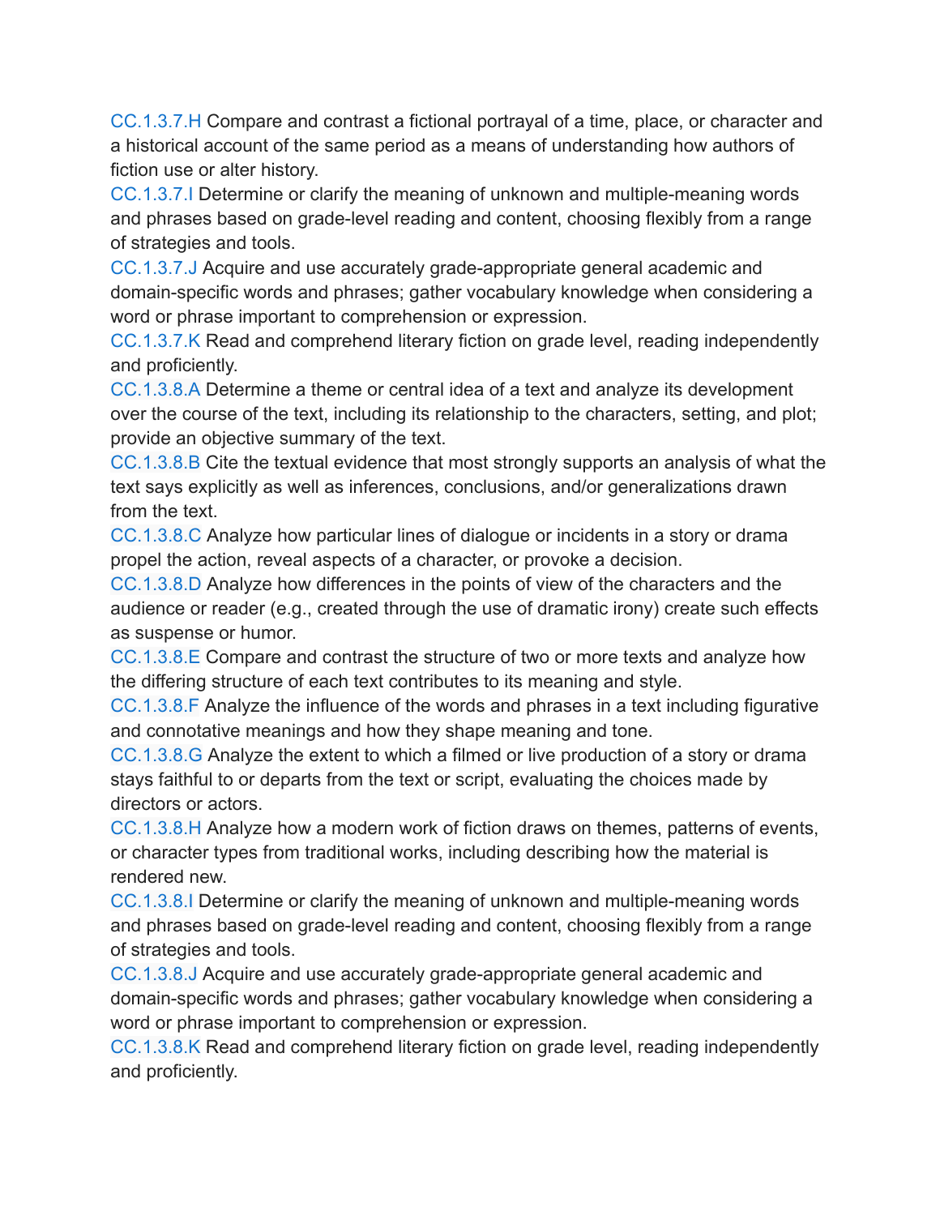CC.1.3.7.H Compare and contrast a fictional portrayal of a time, place, or character and a historical account of the same period as a means of understanding how authors of fiction use or alter history.
CC.1.3.7.I Determine or clarify the meaning of unknown and multiple-meaning words and phrases based on grade-level reading and content, choosing flexibly from a range of strategies and tools.
CC.1.3.7.J Acquire and use accurately grade-appropriate general academic and domain-specific words and phrases; gather vocabulary knowledge when considering a word or phrase important to comprehension or expression.
CC.1.3.7.K Read and comprehend literary fiction on grade level, reading independently and proficiently.
CC.1.3.8.A Determine a theme or central idea of a text and analyze its development over the course of the text, including its relationship to the characters, setting, and plot; provide an objective summary of the text.
CC.1.3.8.B Cite the textual evidence that most strongly supports an analysis of what the text says explicitly as well as inferences, conclusions, and/or generalizations drawn from the text.
CC.1.3.8.C Analyze how particular lines of dialogue or incidents in a story or drama propel the action, reveal aspects of a character, or provoke a decision.
CC.1.3.8.D Analyze how differences in the points of view of the characters and the audience or reader (e.g., created through the use of dramatic irony) create such effects as suspense or humor.
CC.1.3.8.E Compare and contrast the structure of two or more texts and analyze how the differing structure of each text contributes to its meaning and style.
CC.1.3.8.F Analyze the influence of the words and phrases in a text including figurative and connotative meanings and how they shape meaning and tone.
CC.1.3.8.G Analyze the extent to which a filmed or live production of a story or drama stays faithful to or departs from the text or script, evaluating the choices made by directors or actors.
CC.1.3.8.H Analyze how a modern work of fiction draws on themes, patterns of events, or character types from traditional works, including describing how the material is rendered new.
CC.1.3.8.I Determine or clarify the meaning of unknown and multiple-meaning words and phrases based on grade-level reading and content, choosing flexibly from a range of strategies and tools.
CC.1.3.8.J Acquire and use accurately grade-appropriate general academic and domain-specific words and phrases; gather vocabulary knowledge when considering a word or phrase important to comprehension or expression.
CC.1.3.8.K Read and comprehend literary fiction on grade level, reading independently and proficiently.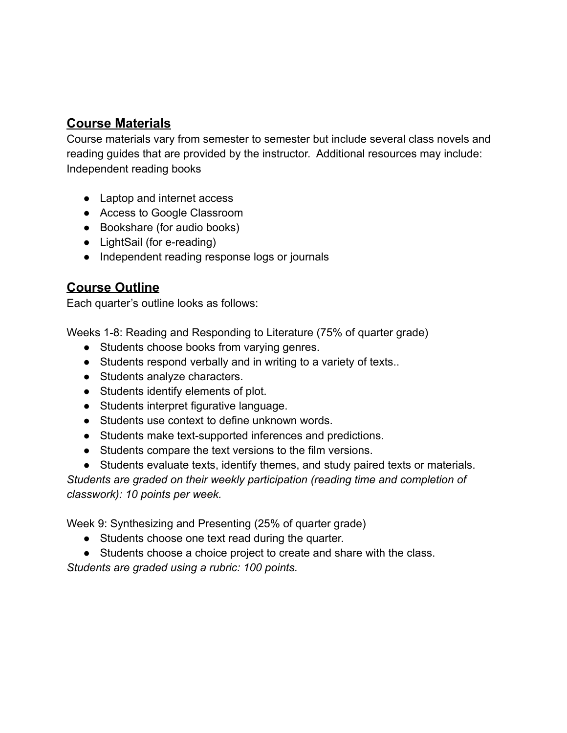## Course Materials

Course materials vary from semester to semester but include several class novels and reading guides that are provided by the instructor. Additional resources may include: Independent reading books

- Laptop and internet access
- Access to Google Classroom
- Bookshare (for audio books)
- LightSail (for e-reading)
- Independent reading response logs or journals

## Course Outline

Each quarter's outline looks as follows:

Weeks 1-8: Reading and Responding to Literature (75% of quarter grade)

- Students choose books from varying genres.
- Students respond verbally and in writing to a variety of texts..
- Students analyze characters.
- Students identify elements of plot.
- Students interpret figurative language.
- Students use context to define unknown words.
- Students make text-supported inferences and predictions.
- Students compare the text versions to the film versions.
- Students evaluate texts, identify themes, and study paired texts or materials.

*Students are graded on their weekly participation (reading time and completion of classwork): 10 points per week.*

Week 9: Synthesizing and Presenting (25% of quarter grade)

- Students choose one text read during the quarter.
- Students choose a choice project to create and share with the class.

*Students are graded using a rubric: 100 points.*